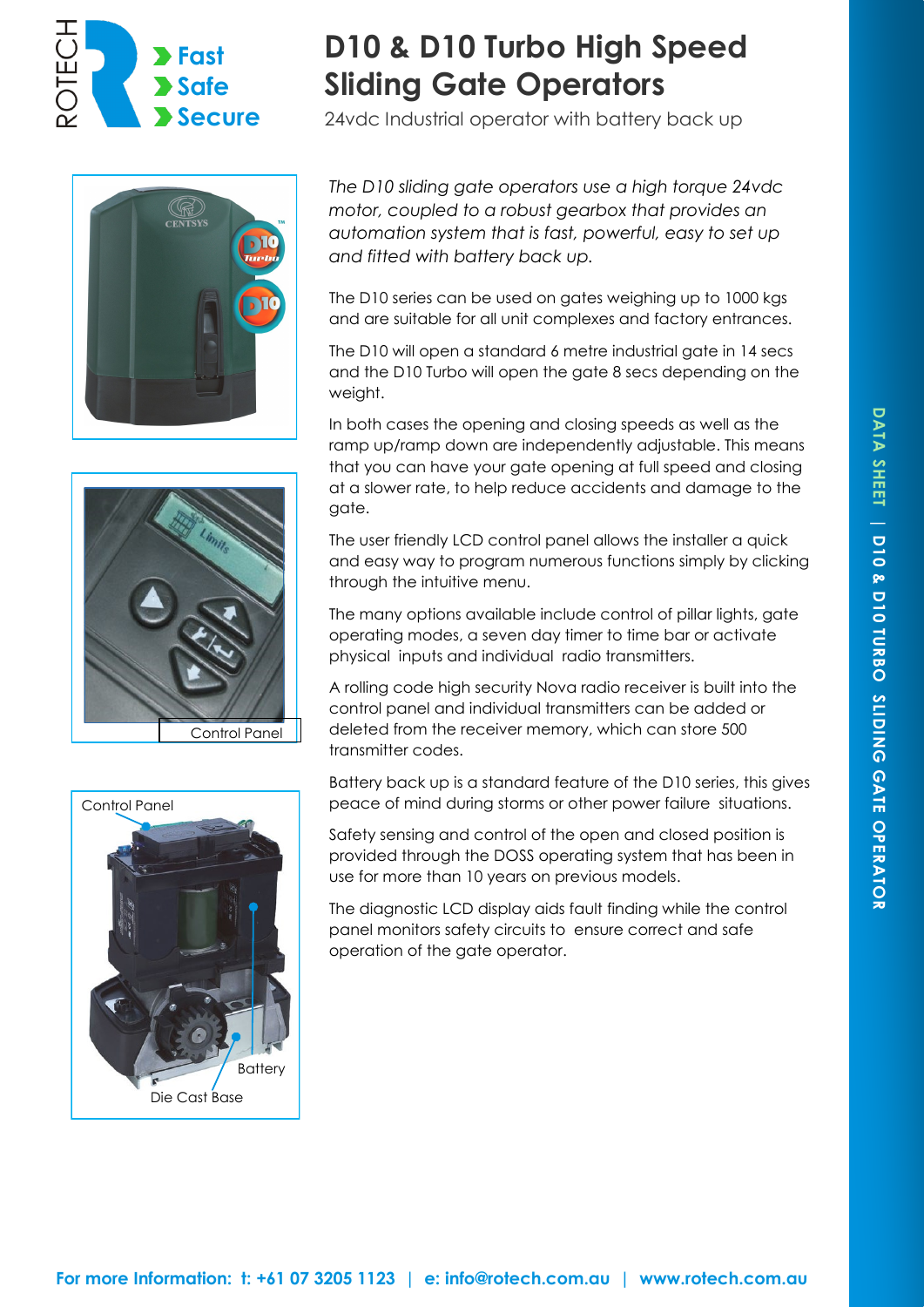ROTECH

**Fast**
**Safe**
**Secure**

# D10 & D10 Turbo High Speed Sliding Gate Operators

24vdc Industrial operator with battery back up

Control Panel

Control Panel

Battery

Die Cast Base

*The D10 sliding gate operators use a high torque 24vdc motor, coupled to a robust gearbox that provides an automation system that is fast, powerful, easy to set up and fitted with battery back up.*

The D10 series can be used on gates weighing up to 1000 kgs and are suitable for all unit complexes and factory entrances.

The D10 will open a standard 6 metre industrial gate in 14 secs and the D10 Turbo will open the gate 8 secs depending on the weight.

In both cases the opening and closing speeds as well as the ramp up/ramp down are independently adjustable. This means that you can have your gate opening at full speed and closing at a slower rate, to help reduce accidents and damage to the gate.

The user friendly LCD control panel allows the installer a quick and easy way to program numerous functions simply by clicking through the intuitive menu.

The many options available include control of pillar lights, gate operating modes, a seven day timer to time bar or activate physical inputs and individual radio transmitters.

A rolling code high security Nova radio receiver is built into the control panel and individual transmitters can be added or deleted from the receiver memory, which can store 500 transmitter codes.

Battery back up is a standard feature of the D10 series, this gives peace of mind during storms or other power failure situations.

Safety sensing and control of the open and closed position is provided through the DOSS operating system that has been in use for more than 10 years on previous models.

The diagnostic LCD display aids fault finding while the control panel monitors safety circuits to ensure correct and safe operation of the gate operator.

**For more Information: t: +61 07 3205 1123 | e: info@rotech.com.au | www.rotech.com.au**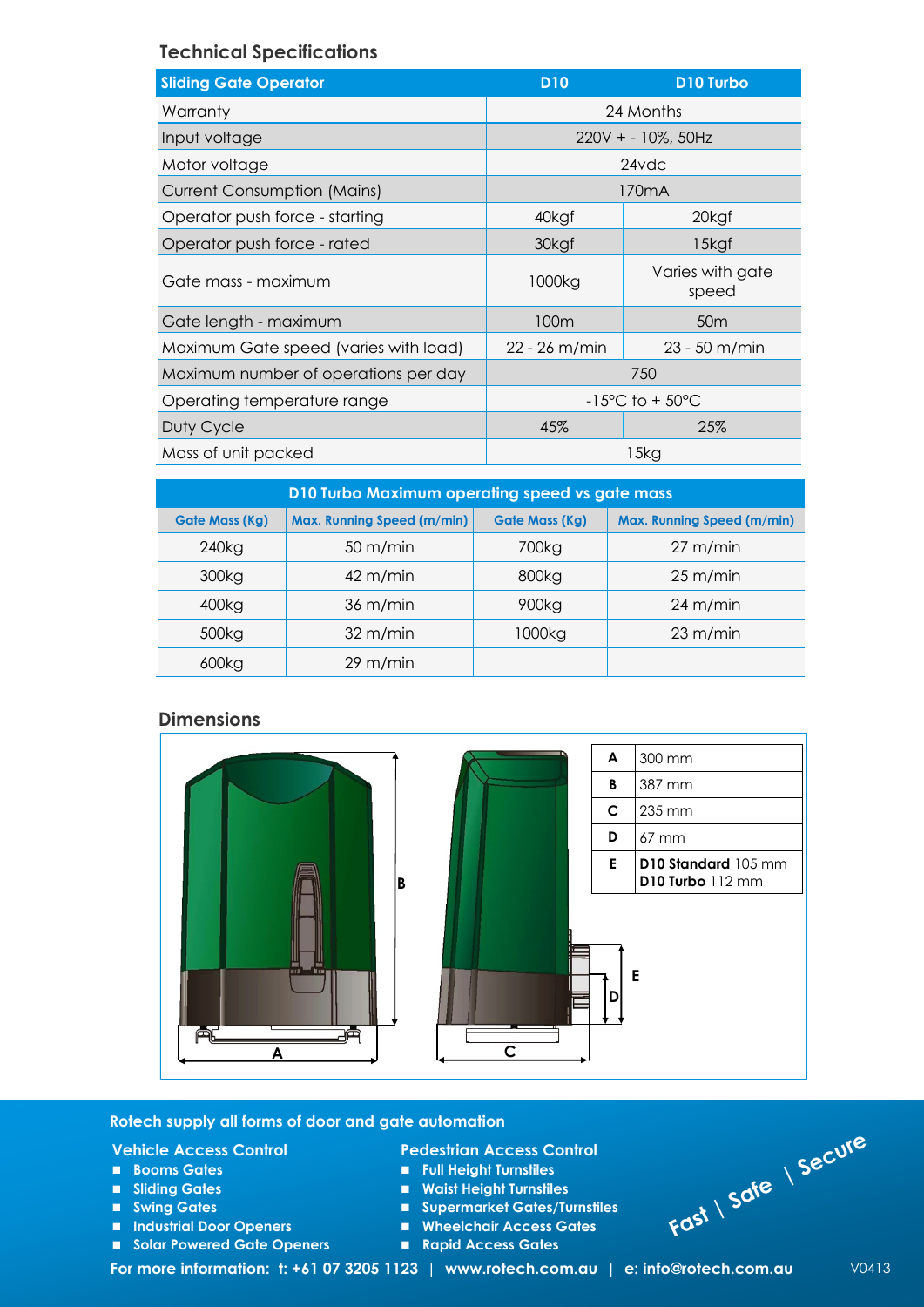## Technical Specifications

| Sliding Gate Operator | D10 | D10 Turbo |
|---|---|---|
| Warranty | 24 Months | |
| Input voltage | 220V + - 10%, 50Hz | |
| Motor voltage | 24vdc | |
| Current Consumption (Mains) | 170mA | |
| Operator push force - starting | 40kgf | 20kgf |
| Operator push force - rated | 30kgf | 15kgf |
| Gate mass - maximum | 1000kg | Varies with gate speed |
| Gate length - maximum | 100m | 50m |
| Maximum Gate speed (varies with load) | 22 - 26 m/min | 23 - 50 m/min |
| Maximum number of operations per day | 750 | |
| Operating temperature range | -15°C to + 50°C | |
| Duty Cycle | 45% | 25% |
| Mass of unit packed | 15kg | |

| D10 Turbo Maximum operating speed vs gate mass | | | |
|---|---|---|---|
| Gate Mass (Kg) | Max. Running Speed (m/min) | Gate Mass (Kg) | Max. Running Speed (m/min) |
| 240kg | 50 m/min | 700kg | 27 m/min |
| 300kg | 42 m/min | 800kg | 25 m/min |
| 400kg | 36 m/min | 900kg | 24 m/min |
| 500kg | 32 m/min | 1000kg | 23 m/min |
| 600kg | 29 m/min | | |

## Dimensions

B

A

C

D

E

| | |
|---|---|
| A | 300 mm |
| B | 387 mm |
| C | 235 mm |
| D | 67 mm |
| E | **D10 Standard** 105 mm<br>**D10 Turbo** 112 mm |

**Rotech supply all forms of door and gate automation**

**Vehicle Access Control**

- Booms Gates
- Sliding Gates
- Swing Gates
- Industrial Door Openers
- Solar Powered Gate Openers

**Pedestrian Access Control**

- Full Height Turnstiles
- Waist Height Turnstiles
- Supermarket Gates/Turnstiles
- Wheelchair Access Gates
- Rapid Access Gates

Fast | Safe | Secure

**For more information: t: +61 07 3205 1123 | www.rotech.com.au | e: info@rotech.com.au**

V0413